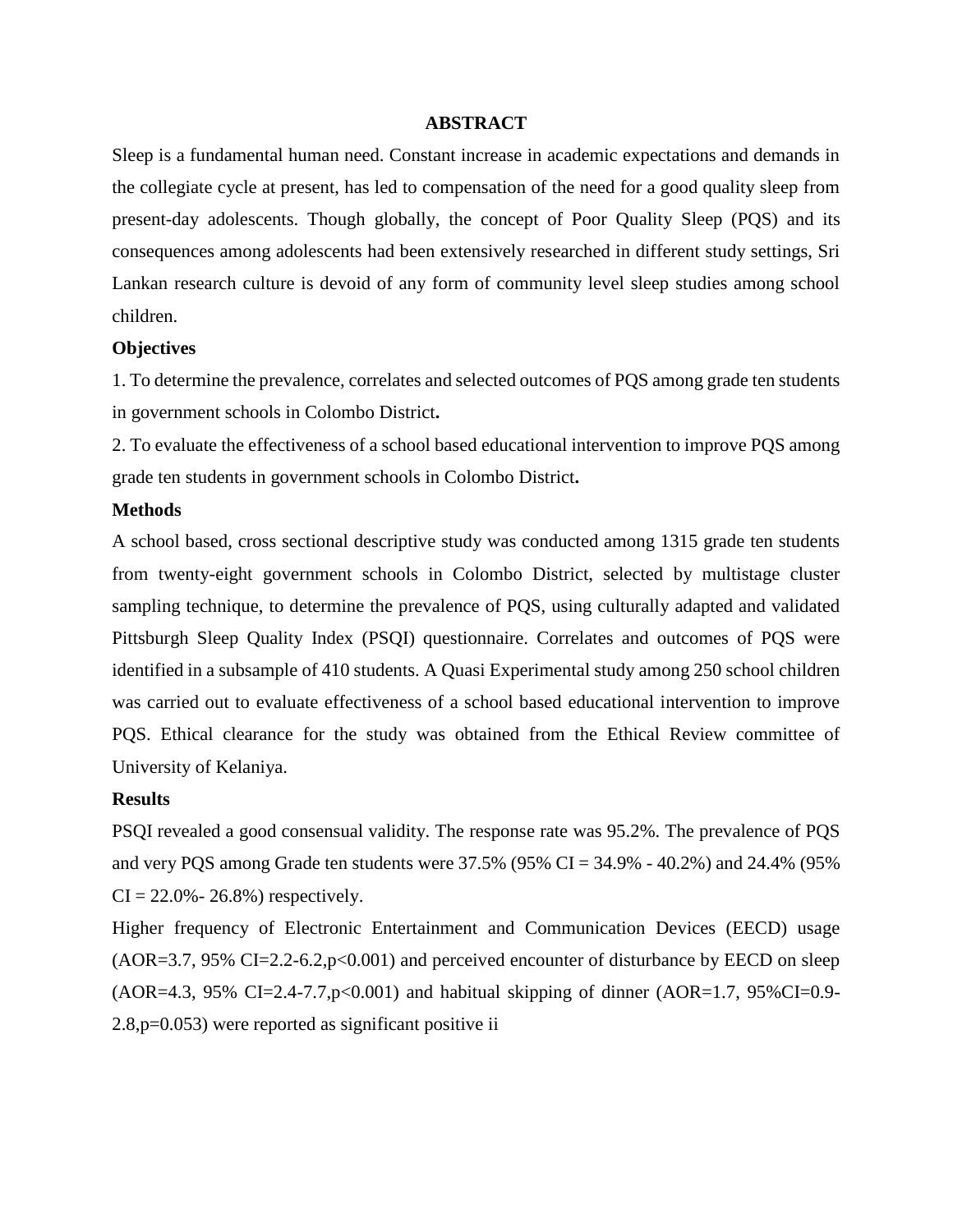## ABSTRACT

Sleep is a fundamental human need. Constant increase in academic expectations and demands in the collegiate cycle at present, has led to compensation of the need for a good quality sleep from present-day adolescents. Though globally, the concept of Poor Quality Sleep (PQS) and its consequences among adolescents had been extensively researched in different study settings, Sri Lankan research culture is devoid of any form of community level sleep studies among school children.

### Objectives

1. To determine the prevalence, correlates and selected outcomes of PQS among grade ten students in government schools in Colombo District**.**
2. To evaluate the effectiveness of a school based educational intervention to improve PQS among grade ten students in government schools in Colombo District**.**

### Methods

A school based, cross sectional descriptive study was conducted among 1315 grade ten students from twenty-eight government schools in Colombo District, selected by multistage cluster sampling technique, to determine the prevalence of PQS, using culturally adapted and validated Pittsburgh Sleep Quality Index (PSQI) questionnaire. Correlates and outcomes of PQS were identified in a subsample of 410 students. A Quasi Experimental study among 250 school children was carried out to evaluate effectiveness of a school based educational intervention to improve PQS. Ethical clearance for the study was obtained from the Ethical Review committee of University of Kelaniya.

### Results

PSQI revealed a good consensual validity. The response rate was 95.2%. The prevalence of PQS and very PQS among Grade ten students were 37.5% (95% CI = 34.9% - 40.2%) and 24.4% (95% CI = 22.0%- 26.8%) respectively.

Higher frequency of Electronic Entertainment and Communication Devices (EECD) usage (AOR=3.7, 95% CI=2.2-6.2, $p<0.001$) and perceived encounter of disturbance by EECD on sleep (AOR=4.3, 95% CI=2.4-7.7, $p<0.001$) and habitual skipping of dinner (AOR=1.7, 95%CI=0.9-2.8, $p=0.053$) were reported as significant positive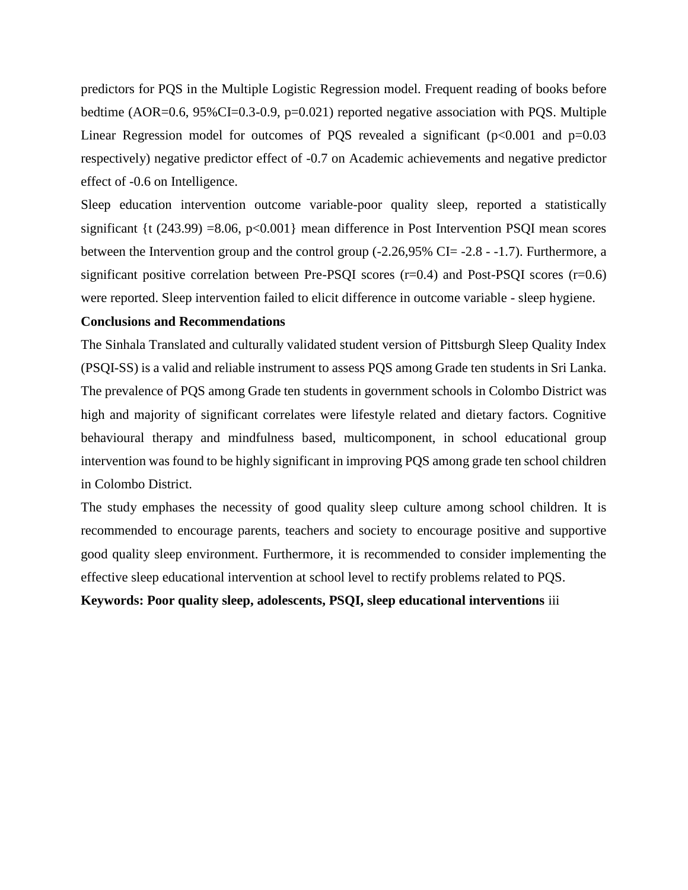predictors for PQS in the Multiple Logistic Regression model. Frequent reading of books before bedtime (AOR=0.6, 95%CI=0.3-0.9, $p=0.021$) reported negative association with PQS. Multiple Linear Regression model for outcomes of PQS revealed a significant ($p<0.001$ and $p=0.03$ respectively) negative predictor effect of -0.7 on Academic achievements and negative predictor effect of -0.6 on Intelligence.

Sleep education intervention outcome variable-poor quality sleep, reported a statistically significant {$t(243.99)=8.06$, $p<0.001$} mean difference in Post Intervention PSQI mean scores between the Intervention group and the control group (-2.26,95% CI= -2.8 - -1.7). Furthermore, a significant positive correlation between Pre-PSQI scores ($r=0.4$) and Post-PSQI scores ($r=0.6$) were reported. Sleep intervention failed to elicit difference in outcome variable - sleep hygiene.

**Conclusions and Recommendations**

The Sinhala Translated and culturally validated student version of Pittsburgh Sleep Quality Index (PSQI-SS) is a valid and reliable instrument to assess PQS among Grade ten students in Sri Lanka. The prevalence of PQS among Grade ten students in government schools in Colombo District was high and majority of significant correlates were lifestyle related and dietary factors. Cognitive behavioural therapy and mindfulness based, multicomponent, in school educational group intervention was found to be highly significant in improving PQS among grade ten school children in Colombo District.

The study emphases the necessity of good quality sleep culture among school children. It is recommended to encourage parents, teachers and society to encourage positive and supportive good quality sleep environment. Furthermore, it is recommended to consider implementing the effective sleep educational intervention at school level to rectify problems related to PQS.

**Keywords: Poor quality sleep, adolescents, PSQI, sleep educational interventions**